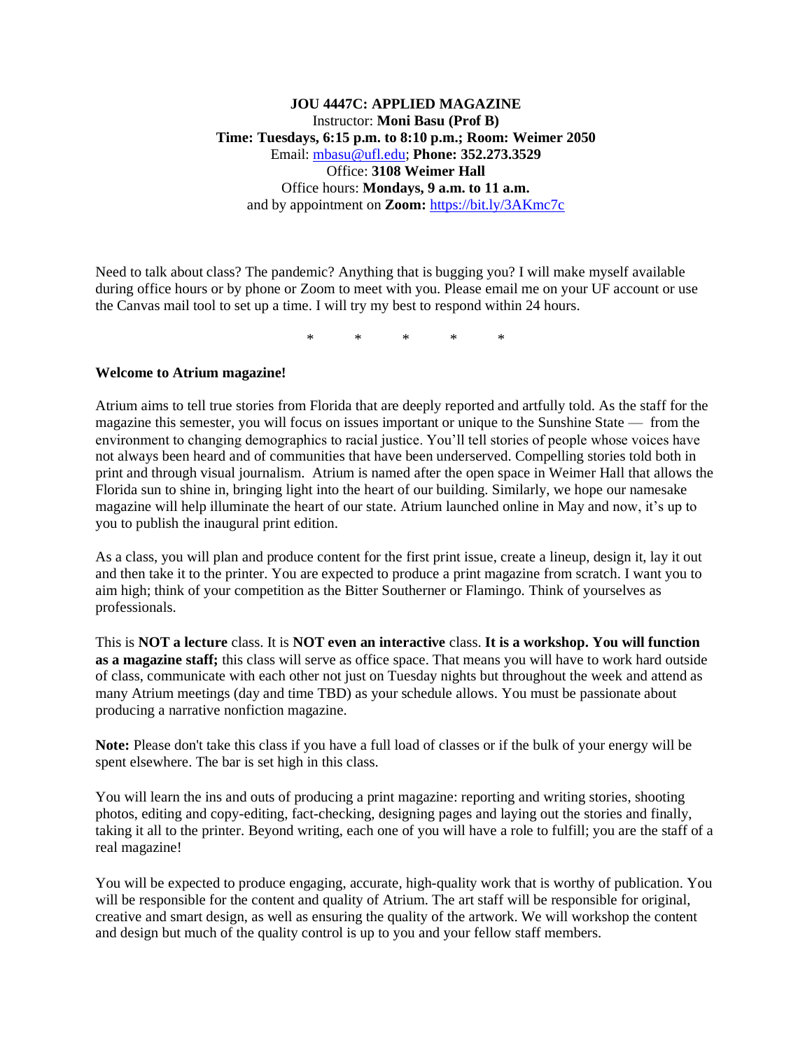**JOU 4447C: APPLIED MAGAZINE**
Instructor: **Moni Basu (Prof B)**
**Time: Tuesdays, 6:15 p.m. to 8:10 p.m.; Room: Weimer 2050**
Email: [mbasu@ufl.edu](mailto:mbasu@ufl.edu); **Phone: 352.273.3529**
Office: **3108 Weimer Hall**
Office hours: **Mondays, 9 a.m. to 11 a.m.**
and by appointment on **Zoom:** [https://bit.ly/3AKmc7c](https://bit.ly/3AKmc7c)

Need to talk about class? The pandemic? Anything that is bugging you? I will make myself available during office hours or by phone or Zoom to meet with you. Please email me on your UF account or use the Canvas mail tool to set up a time. I will try my best to respond within 24 hours.

\* \* \* \* \*

**Welcome to Atrium magazine!**

Atrium aims to tell true stories from Florida that are deeply reported and artfully told. As the staff for the magazine this semester, you will focus on issues important or unique to the Sunshine State — from the environment to changing demographics to racial justice. You'll tell stories of people whose voices have not always been heard and of communities that have been underserved. Compelling stories told both in print and through visual journalism. Atrium is named after the open space in Weimer Hall that allows the Florida sun to shine in, bringing light into the heart of our building. Similarly, we hope our namesake magazine will help illuminate the heart of our state. Atrium launched online in May and now, it's up to you to publish the inaugural print edition.

As a class, you will plan and produce content for the first print issue, create a lineup, design it, lay it out and then take it to the printer. You are expected to produce a print magazine from scratch. I want you to aim high; think of your competition as the Bitter Southerner or Flamingo. Think of yourselves as professionals.

This is **NOT a lecture** class. It is **NOT even an interactive** class. **It is a workshop. You will function as a magazine staff;** this class will serve as office space. That means you will have to work hard outside of class, communicate with each other not just on Tuesday nights but throughout the week and attend as many Atrium meetings (day and time TBD) as your schedule allows. You must be passionate about producing a narrative nonfiction magazine.

**Note:** Please don't take this class if you have a full load of classes or if the bulk of your energy will be spent elsewhere. The bar is set high in this class.

You will learn the ins and outs of producing a print magazine: reporting and writing stories, shooting photos, editing and copy-editing, fact-checking, designing pages and laying out the stories and finally, taking it all to the printer. Beyond writing, each one of you will have a role to fulfill; you are the staff of a real magazine!

You will be expected to produce engaging, accurate, high-quality work that is worthy of publication. You will be responsible for the content and quality of Atrium. The art staff will be responsible for original, creative and smart design, as well as ensuring the quality of the artwork. We will workshop the content and design but much of the quality control is up to you and your fellow staff members.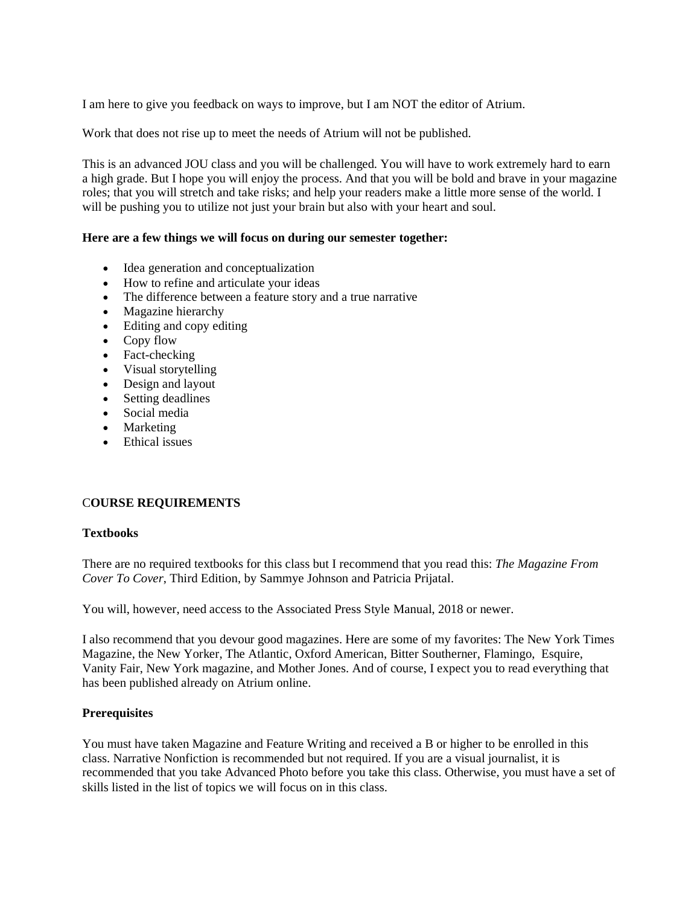I am here to give you feedback on ways to improve, but I am NOT the editor of Atrium.

Work that does not rise up to meet the needs of Atrium will not be published.

This is an advanced JOU class and you will be challenged. You will have to work extremely hard to earn a high grade. But I hope you will enjoy the process. And that you will be bold and brave in your magazine roles; that you will stretch and take risks; and help your readers make a little more sense of the world. I will be pushing you to utilize not just your brain but also with your heart and soul.

**Here are a few things we will focus on during our semester together:**

- Idea generation and conceptualization
- How to refine and articulate your ideas
- The difference between a feature story and a true narrative
- Magazine hierarchy
- Editing and copy editing
- Copy flow
- Fact-checking
- Visual storytelling
- Design and layout
- Setting deadlines
- Social media
- Marketing
- Ethical issues

## COURSE REQUIREMENTS

### Textbooks

There are no required textbooks for this class but I recommend that you read this: *The Magazine From Cover To Cover*, Third Edition, by Sammye Johnson and Patricia Prijatal.

You will, however, need access to the Associated Press Style Manual, 2018 or newer.

I also recommend that you devour good magazines. Here are some of my favorites: The New York Times Magazine, the New Yorker, The Atlantic, Oxford American, Bitter Southerner, Flamingo, Esquire, Vanity Fair, New York magazine, and Mother Jones. And of course, I expect you to read everything that has been published already on Atrium online.

### Prerequisites

You must have taken Magazine and Feature Writing and received a B or higher to be enrolled in this class. Narrative Nonfiction is recommended but not required. If you are a visual journalist, it is recommended that you take Advanced Photo before you take this class. Otherwise, you must have a set of skills listed in the list of topics we will focus on in this class.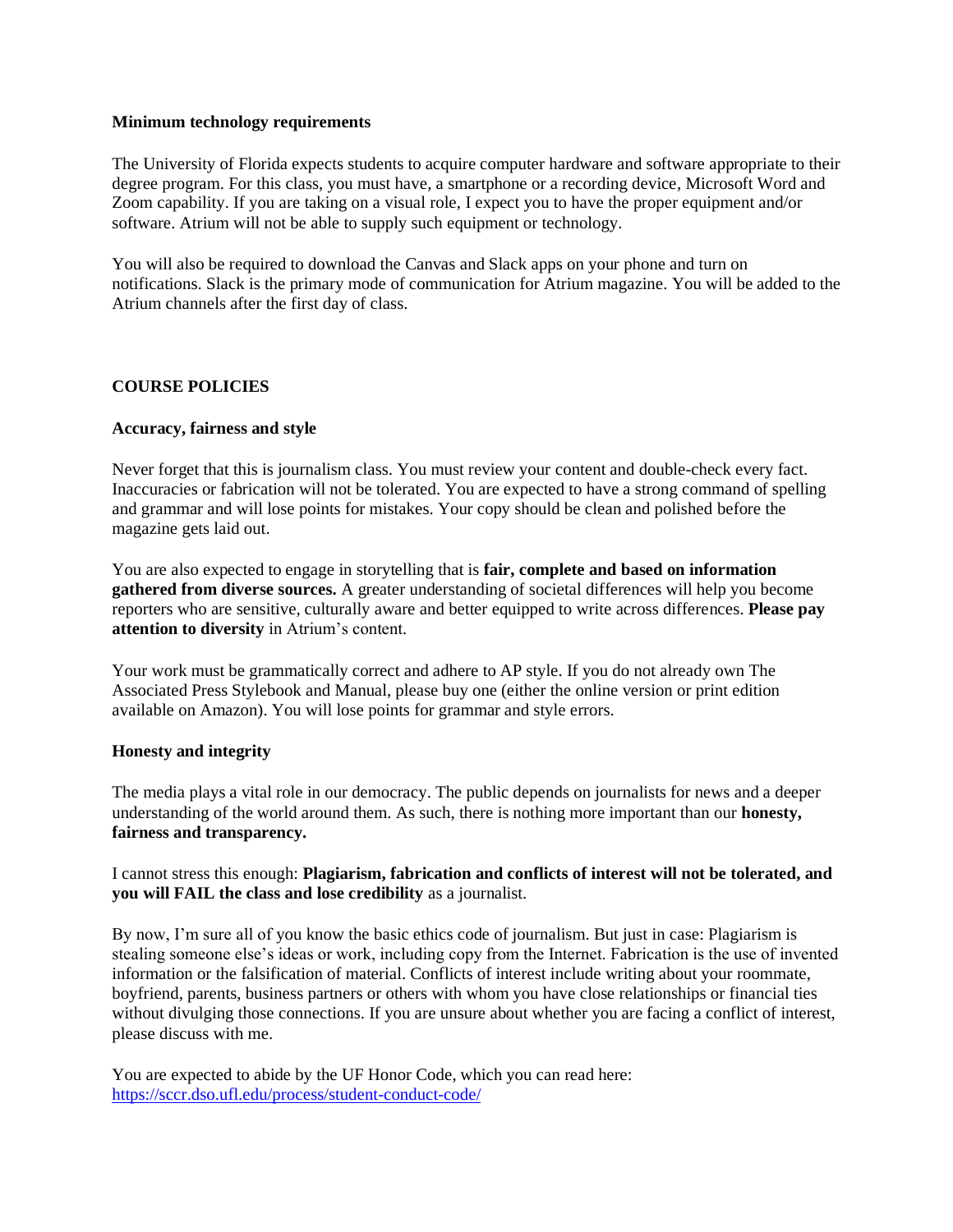**Minimum technology requirements**

The University of Florida expects students to acquire computer hardware and software appropriate to their degree program. For this class, you must have, a smartphone or a recording device, Microsoft Word and Zoom capability. If you are taking on a visual role, I expect you to have the proper equipment and/or software. Atrium will not be able to supply such equipment or technology.

You will also be required to download the Canvas and Slack apps on your phone and turn on notifications. Slack is the primary mode of communication for Atrium magazine. You will be added to the Atrium channels after the first day of class.

## COURSE POLICIES

**Accuracy, fairness and style**

Never forget that this is journalism class. You must review your content and double-check every fact. Inaccuracies or fabrication will not be tolerated. You are expected to have a strong command of spelling and grammar and will lose points for mistakes. Your copy should be clean and polished before the magazine gets laid out.

You are also expected to engage in storytelling that is **fair, complete and based on information gathered from diverse sources.** A greater understanding of societal differences will help you become reporters who are sensitive, culturally aware and better equipped to write across differences. **Please pay attention to diversity** in Atrium's content.

Your work must be grammatically correct and adhere to AP style. If you do not already own The Associated Press Stylebook and Manual, please buy one (either the online version or print edition available on Amazon). You will lose points for grammar and style errors.

**Honesty and integrity**

The media plays a vital role in our democracy. The public depends on journalists for news and a deeper understanding of the world around them. As such, there is nothing more important than our **honesty, fairness and transparency.**

I cannot stress this enough: **Plagiarism, fabrication and conflicts of interest will not be tolerated, and you will FAIL the class and lose credibility** as a journalist.

By now, I'm sure all of you know the basic ethics code of journalism. But just in case: Plagiarism is stealing someone else's ideas or work, including copy from the Internet. Fabrication is the use of invented information or the falsification of material. Conflicts of interest include writing about your roommate, boyfriend, parents, business partners or others with whom you have close relationships or financial ties without divulging those connections. If you are unsure about whether you are facing a conflict of interest, please discuss with me.

You are expected to abide by the UF Honor Code, which you can read here: https://sccr.dso.ufl.edu/process/student-conduct-code/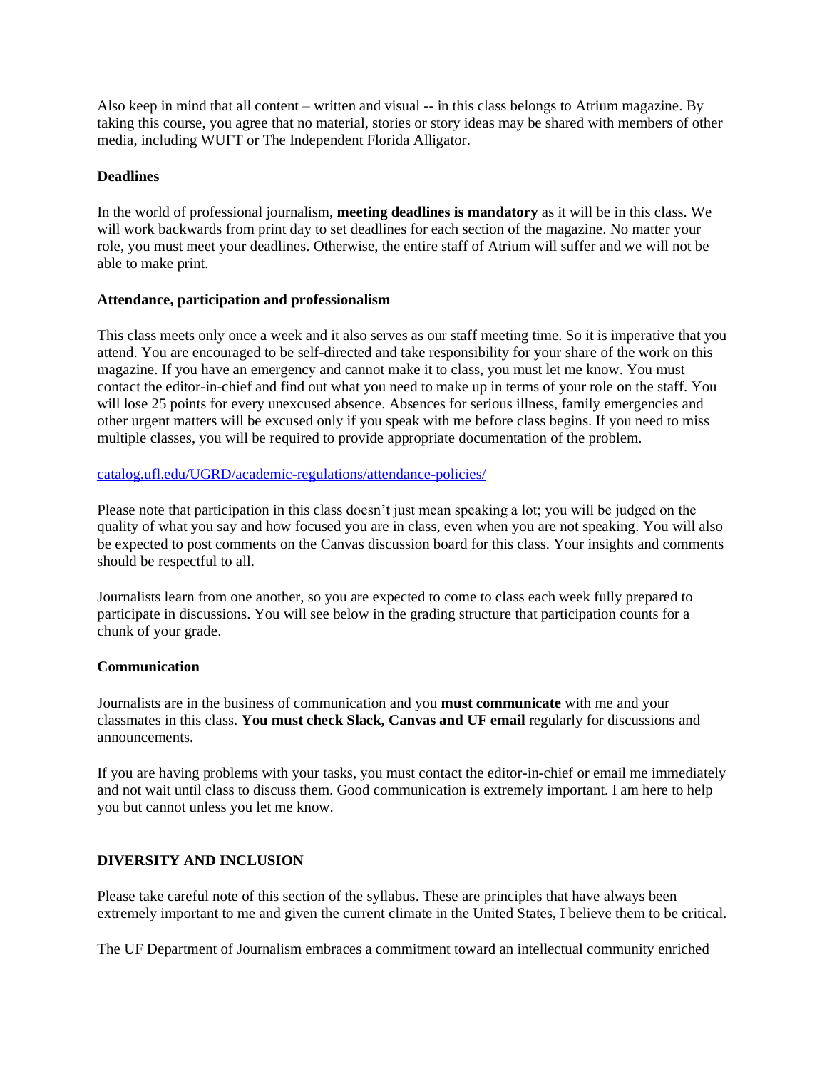Also keep in mind that all content – written and visual -- in this class belongs to Atrium magazine. By taking this course, you agree that no material, stories or story ideas may be shared with members of other media, including WUFT or The Independent Florida Alligator.

**Deadlines**

In the world of professional journalism, **meeting deadlines is mandatory** as it will be in this class. We will work backwards from print day to set deadlines for each section of the magazine. No matter your role, you must meet your deadlines. Otherwise, the entire staff of Atrium will suffer and we will not be able to make print.

**Attendance, participation and professionalism**

This class meets only once a week and it also serves as our staff meeting time. So it is imperative that you attend. You are encouraged to be self-directed and take responsibility for your share of the work on this magazine. If you have an emergency and cannot make it to class, you must let me know. You must contact the editor-in-chief and find out what you need to make up in terms of your role on the staff. You will lose 25 points for every unexcused absence. Absences for serious illness, family emergencies and other urgent matters will be excused only if you speak with me before class begins. If you need to miss multiple classes, you will be required to provide appropriate documentation of the problem.

[catalog.ufl.edu/UGRD/academic-regulations/attendance-policies/](catalog.ufl.edu/UGRD/academic-regulations/attendance-policies/)

Please note that participation in this class doesn't just mean speaking a lot; you will be judged on the quality of what you say and how focused you are in class, even when you are not speaking. You will also be expected to post comments on the Canvas discussion board for this class. Your insights and comments should be respectful to all.

Journalists learn from one another, so you are expected to come to class each week fully prepared to participate in discussions. You will see below in the grading structure that participation counts for a chunk of your grade.

**Communication**

Journalists are in the business of communication and you **must communicate** with me and your classmates in this class. **You must check Slack, Canvas and UF email** regularly for discussions and announcements.

If you are having problems with your tasks, you must contact the editor-in-chief or email me immediately and not wait until class to discuss them. Good communication is extremely important. I am here to help you but cannot unless you let me know.

**DIVERSITY AND INCLUSION**

Please take careful note of this section of the syllabus. These are principles that have always been extremely important to me and given the current climate in the United States, I believe them to be critical.

The UF Department of Journalism embraces a commitment toward an intellectual community enriched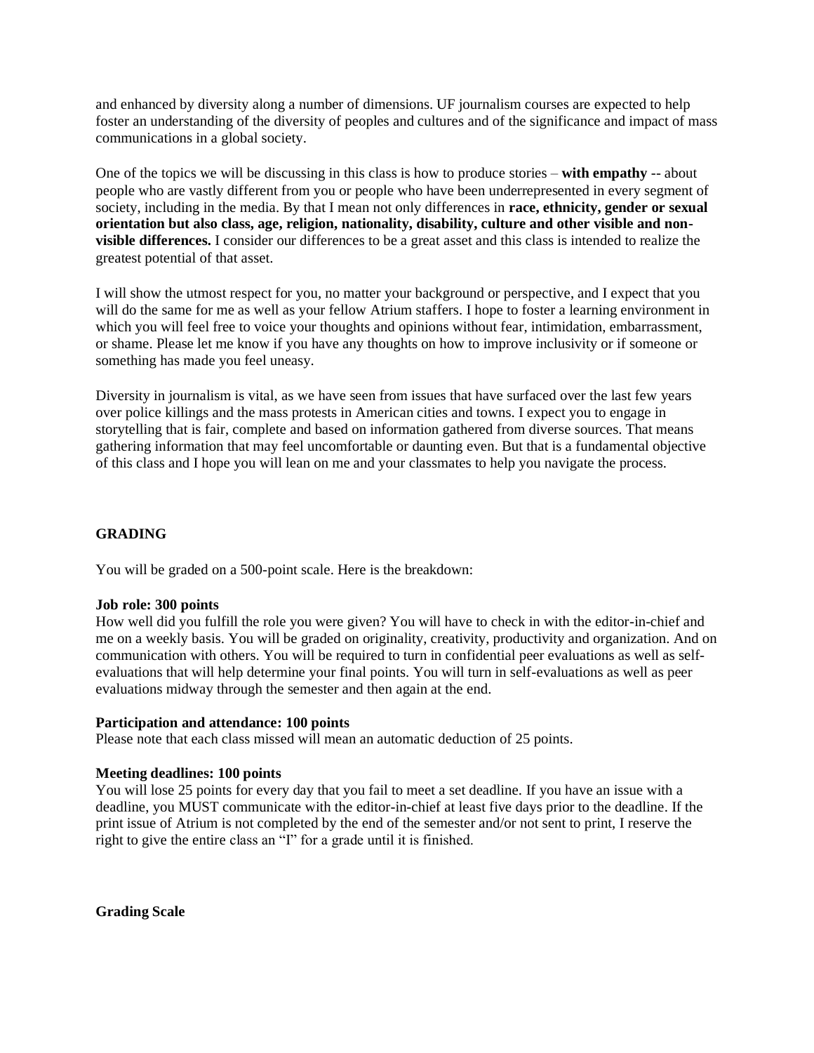and enhanced by diversity along a number of dimensions. UF journalism courses are expected to help foster an understanding of the diversity of peoples and cultures and of the significance and impact of mass communications in a global society.

One of the topics we will be discussing in this class is how to produce stories – **with empathy** -- about people who are vastly different from you or people who have been underrepresented in every segment of society, including in the media. By that I mean not only differences in **race, ethnicity, gender or sexual orientation but also class, age, religion, nationality, disability, culture and other visible and non-visible differences.** I consider our differences to be a great asset and this class is intended to realize the greatest potential of that asset.

I will show the utmost respect for you, no matter your background or perspective, and I expect that you will do the same for me as well as your fellow Atrium staffers. I hope to foster a learning environment in which you will feel free to voice your thoughts and opinions without fear, intimidation, embarrassment, or shame. Please let me know if you have any thoughts on how to improve inclusivity or if someone or something has made you feel uneasy.

Diversity in journalism is vital, as we have seen from issues that have surfaced over the last few years over police killings and the mass protests in American cities and towns. I expect you to engage in storytelling that is fair, complete and based on information gathered from diverse sources. That means gathering information that may feel uncomfortable or daunting even. But that is a fundamental objective of this class and I hope you will lean on me and your classmates to help you navigate the process.

## GRADING

You will be graded on a 500-point scale. Here is the breakdown:

**Job role: 300 points**
How well did you fulfill the role you were given? You will have to check in with the editor-in-chief and me on a weekly basis. You will be graded on originality, creativity, productivity and organization. And on communication with others. You will be required to turn in confidential peer evaluations as well as self-evaluations that will help determine your final points. You will turn in self-evaluations as well as peer evaluations midway through the semester and then again at the end.

**Participation and attendance: 100 points**
Please note that each class missed will mean an automatic deduction of 25 points.

**Meeting deadlines: 100 points**
You will lose 25 points for every day that you fail to meet a set deadline. If you have an issue with a deadline, you MUST communicate with the editor-in-chief at least five days prior to the deadline. If the print issue of Atrium is not completed by the end of the semester and/or not sent to print, I reserve the right to give the entire class an "I" for a grade until it is finished.

### Grading Scale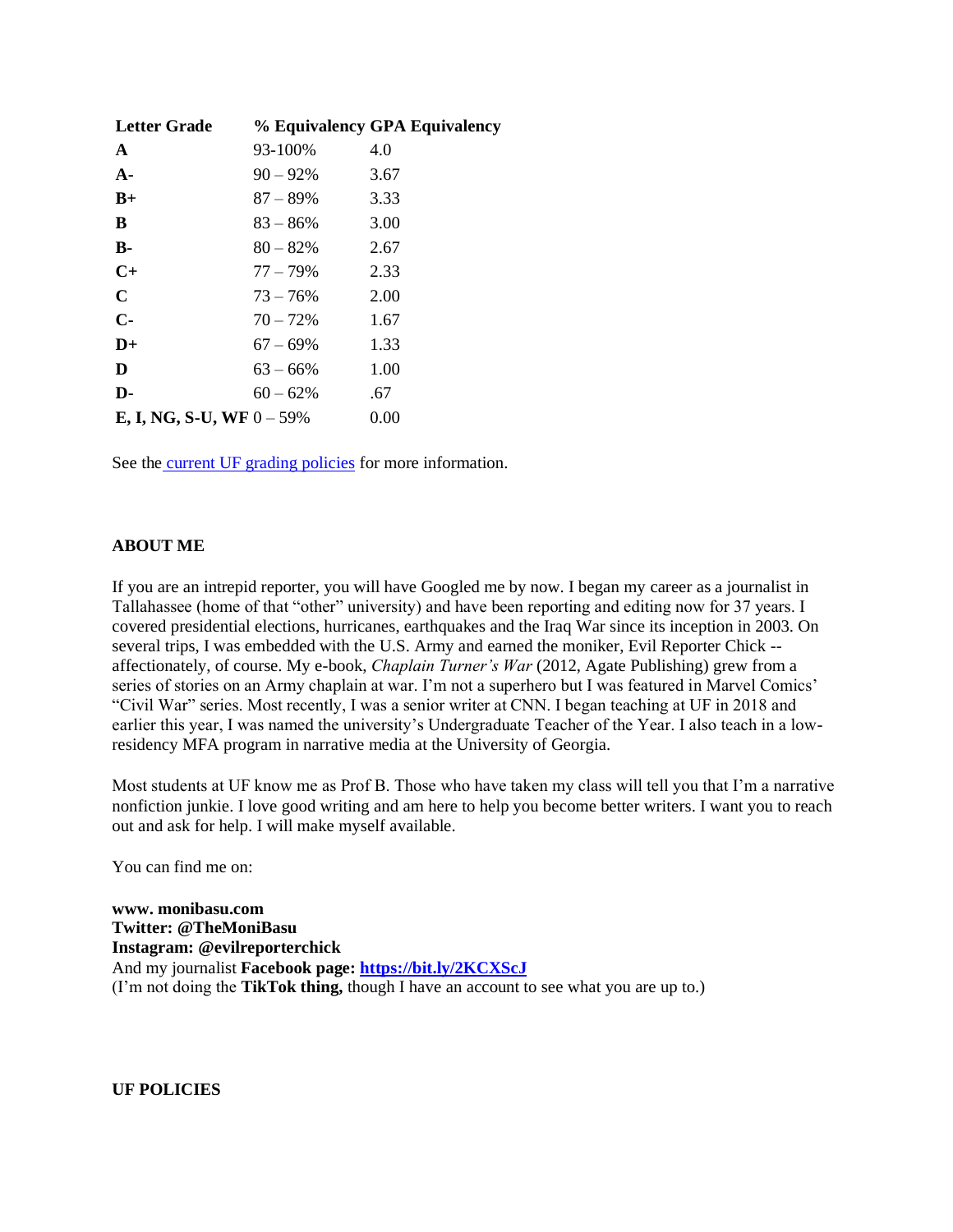| Letter Grade | % Equivalency | GPA Equivalency |
|---|---|---|
| **A** | 93-100% | 4.0 |
| **A-** | 90 – 92% | 3.67 |
| **B+** | 87 – 89% | 3.33 |
| **B** | 83 – 86% | 3.00 |
| **B-** | 80 – 82% | 2.67 |
| **C+** | 77 – 79% | 2.33 |
| **C** | 73 – 76% | 2.00 |
| **C-** | 70 – 72% | 1.67 |
| **D+** | 67 – 69% | 1.33 |
| **D** | 63 – 66% | 1.00 |
| **D-** | 60 – 62% | .67 |
| **E, I, NG, S-U, WF** | 0 – 59% | 0.00 |

See the current UF grading policies for more information.

**ABOUT ME**

If you are an intrepid reporter, you will have Googled me by now. I began my career as a journalist in Tallahassee (home of that "other" university) and have been reporting and editing now for 37 years. I covered presidential elections, hurricanes, earthquakes and the Iraq War since its inception in 2003. On several trips, I was embedded with the U.S. Army and earned the moniker, Evil Reporter Chick -- affectionately, of course. My e-book, *Chaplain Turner's War* (2012, Agate Publishing) grew from a series of stories on an Army chaplain at war. I'm not a superhero but I was featured in Marvel Comics' "Civil War" series. Most recently, I was a senior writer at CNN. I began teaching at UF in 2018 and earlier this year, I was named the university's Undergraduate Teacher of the Year. I also teach in a low-residency MFA program in narrative media at the University of Georgia.

Most students at UF know me as Prof B. Those who have taken my class will tell you that I'm a narrative nonfiction junkie. I love good writing and am here to help you become better writers. I want you to reach out and ask for help. I will make myself available.

You can find me on:

**www. monibasu.com**
**Twitter: @TheMoniBasu**
**Instagram: @evilreporterchick**
And my journalist **Facebook page: https://bit.ly/2KCXScJ**
(I'm not doing the **TikTok thing,** though I have an account to see what you are up to.)

**UF POLICIES**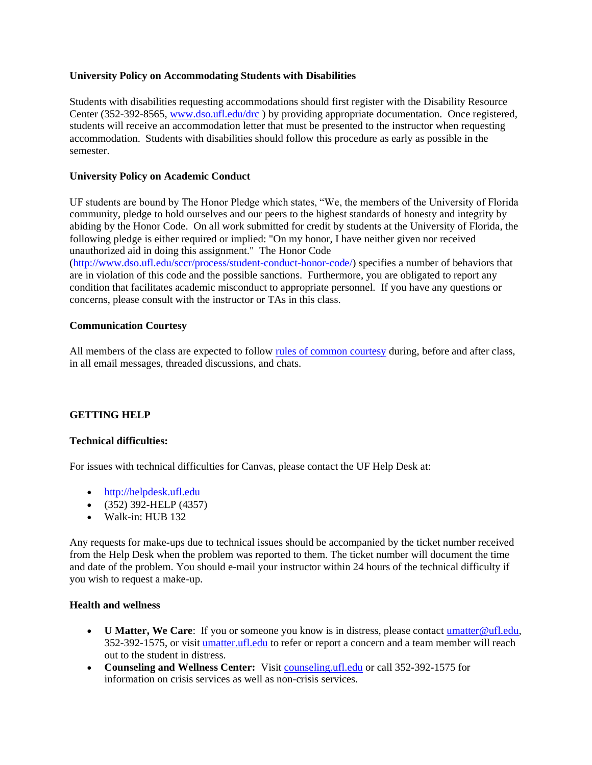**University Policy on Accommodating Students with Disabilities**

Students with disabilities requesting accommodations should first register with the Disability Resource Center (352-392-8565, www.dso.ufl.edu/drc ) by providing appropriate documentation. Once registered, students will receive an accommodation letter that must be presented to the instructor when requesting accommodation. Students with disabilities should follow this procedure as early as possible in the semester.

**University Policy on Academic Conduct**

UF students are bound by The Honor Pledge which states, "We, the members of the University of Florida community, pledge to hold ourselves and our peers to the highest standards of honesty and integrity by abiding by the Honor Code. On all work submitted for credit by students at the University of Florida, the following pledge is either required or implied: "On my honor, I have neither given nor received unauthorized aid in doing this assignment." The Honor Code (http://www.dso.ufl.edu/sccr/process/student-conduct-honor-code/) specifies a number of behaviors that are in violation of this code and the possible sanctions. Furthermore, you are obligated to report any condition that facilitates academic misconduct to appropriate personnel. If you have any questions or concerns, please consult with the instructor or TAs in this class.

**Communication Courtesy**

All members of the class are expected to follow rules of common courtesy during, before and after class, in all email messages, threaded discussions, and chats.

**GETTING HELP**

**Technical difficulties:**

For issues with technical difficulties for Canvas, please contact the UF Help Desk at:

- http://helpdesk.ufl.edu
- (352) 392-HELP (4357)
- Walk-in: HUB 132

Any requests for make-ups due to technical issues should be accompanied by the ticket number received from the Help Desk when the problem was reported to them. The ticket number will document the time and date of the problem. You should e-mail your instructor within 24 hours of the technical difficulty if you wish to request a make-up.

**Health and wellness**

- **U Matter, We Care**: If you or someone you know is in distress, please contact umatter@ufl.edu, 352-392-1575, or visit umatter.ufl.edu to refer or report a concern and a team member will reach out to the student in distress.
- **Counseling and Wellness Center:** Visit counseling.ufl.edu or call 352-392-1575 for information on crisis services as well as non-crisis services.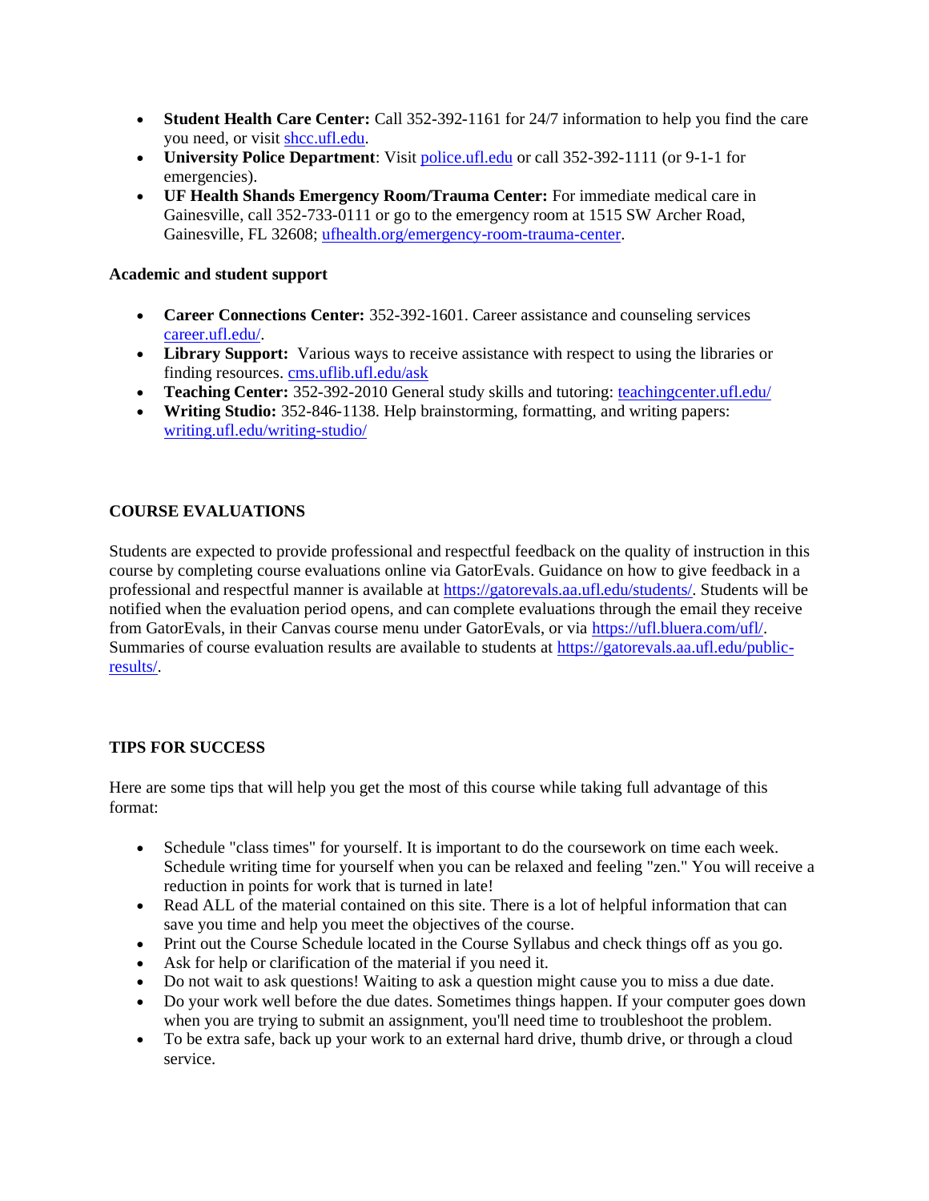- **Student Health Care Center:** Call 352-392-1161 for 24/7 information to help you find the care you need, or visit shcc.ufl.edu.
- **University Police Department**: Visit police.ufl.edu or call 352-392-1111 (or 9-1-1 for emergencies).
- **UF Health Shands Emergency Room/Trauma Center:** For immediate medical care in Gainesville, call 352-733-0111 or go to the emergency room at 1515 SW Archer Road, Gainesville, FL 32608; ufhealth.org/emergency-room-trauma-center.

**Academic and student support**

- **Career Connections Center:** 352-392-1601. Career assistance and counseling services career.ufl.edu/.
- **Library Support:** Various ways to receive assistance with respect to using the libraries or finding resources. cms.uflib.ufl.edu/ask
- **Teaching Center:** 352-392-2010 General study skills and tutoring: teachingcenter.ufl.edu/
- **Writing Studio:** 352-846-1138. Help brainstorming, formatting, and writing papers: writing.ufl.edu/writing-studio/

## COURSE EVALUATIONS

Students are expected to provide professional and respectful feedback on the quality of instruction in this course by completing course evaluations online via GatorEvals. Guidance on how to give feedback in a professional and respectful manner is available at https://gatorevals.aa.ufl.edu/students/. Students will be notified when the evaluation period opens, and can complete evaluations through the email they receive from GatorEvals, in their Canvas course menu under GatorEvals, or via https://ufl.bluera.com/ufl/. Summaries of course evaluation results are available to students at https://gatorevals.aa.ufl.edu/public-results/.

## TIPS FOR SUCCESS

Here are some tips that will help you get the most of this course while taking full advantage of this format:

- Schedule "class times" for yourself. It is important to do the coursework on time each week. Schedule writing time for yourself when you can be relaxed and feeling "zen." You will receive a reduction in points for work that is turned in late!
- Read ALL of the material contained on this site. There is a lot of helpful information that can save you time and help you meet the objectives of the course.
- Print out the Course Schedule located in the Course Syllabus and check things off as you go.
- Ask for help or clarification of the material if you need it.
- Do not wait to ask questions! Waiting to ask a question might cause you to miss a due date.
- Do your work well before the due dates. Sometimes things happen. If your computer goes down when you are trying to submit an assignment, you'll need time to troubleshoot the problem.
- To be extra safe, back up your work to an external hard drive, thumb drive, or through a cloud service.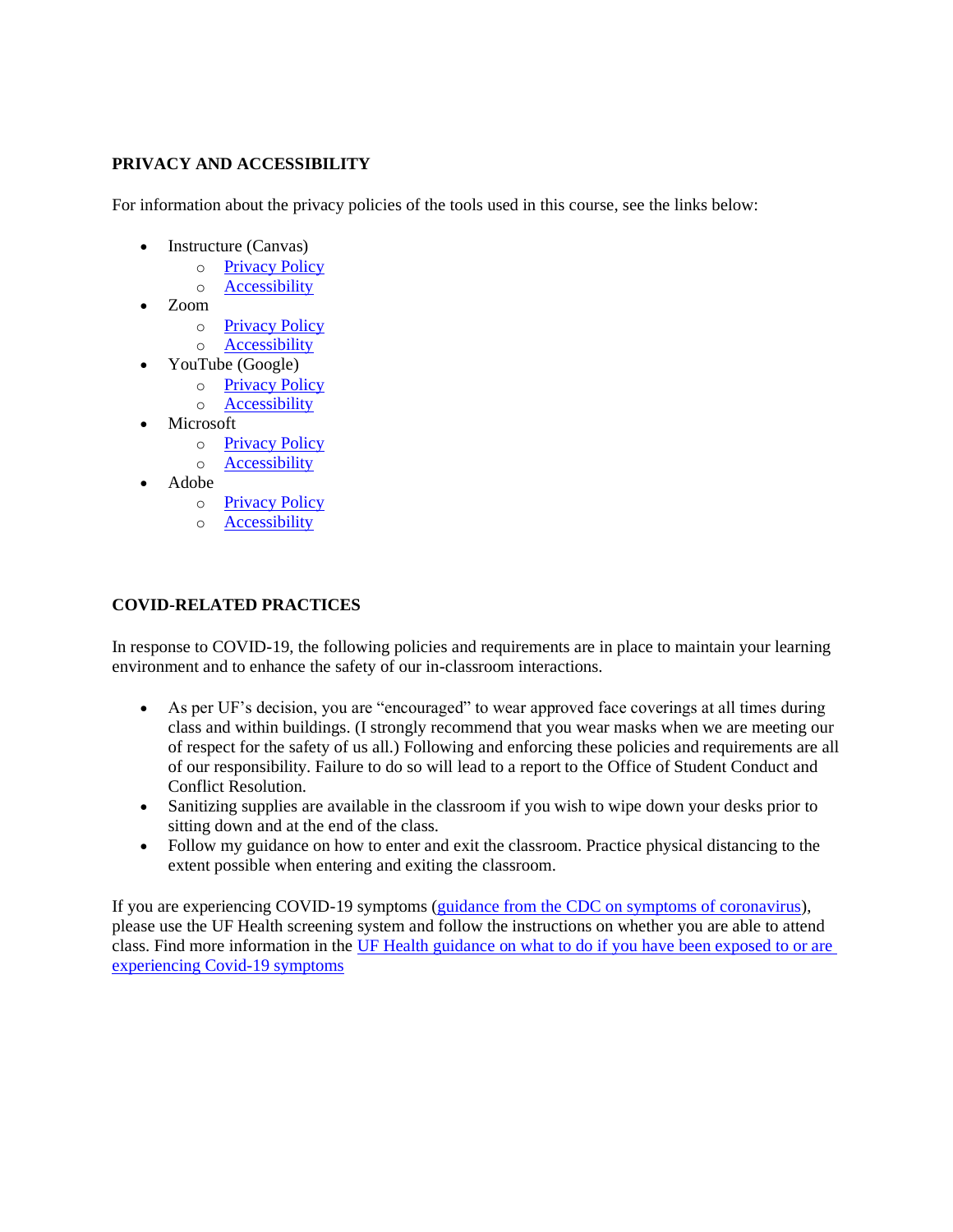**PRIVACY AND ACCESSIBILITY**

For information about the privacy policies of the tools used in this course, see the links below:

- Instructure (Canvas)
  - Privacy Policy
  - Accessibility
- Zoom
  - Privacy Policy
  - Accessibility
- YouTube (Google)
  - Privacy Policy
  - Accessibility
- Microsoft
  - Privacy Policy
  - Accessibility
- Adobe
  - Privacy Policy
  - Accessibility

**COVID-RELATED PRACTICES**

In response to COVID-19, the following policies and requirements are in place to maintain your learning environment and to enhance the safety of our in-classroom interactions.

- As per UF's decision, you are "encouraged" to wear approved face coverings at all times during class and within buildings. (I strongly recommend that you wear masks when we are meeting our of respect for the safety of us all.) Following and enforcing these policies and requirements are all of our responsibility. Failure to do so will lead to a report to the Office of Student Conduct and Conflict Resolution.
- Sanitizing supplies are available in the classroom if you wish to wipe down your desks prior to sitting down and at the end of the class.
- Follow my guidance on how to enter and exit the classroom. Practice physical distancing to the extent possible when entering and exiting the classroom.

If you are experiencing COVID-19 symptoms (guidance from the CDC on symptoms of coronavirus), please use the UF Health screening system and follow the instructions on whether you are able to attend class. Find more information in the UF Health guidance on what to do if you have been exposed to or are experiencing Covid-19 symptoms